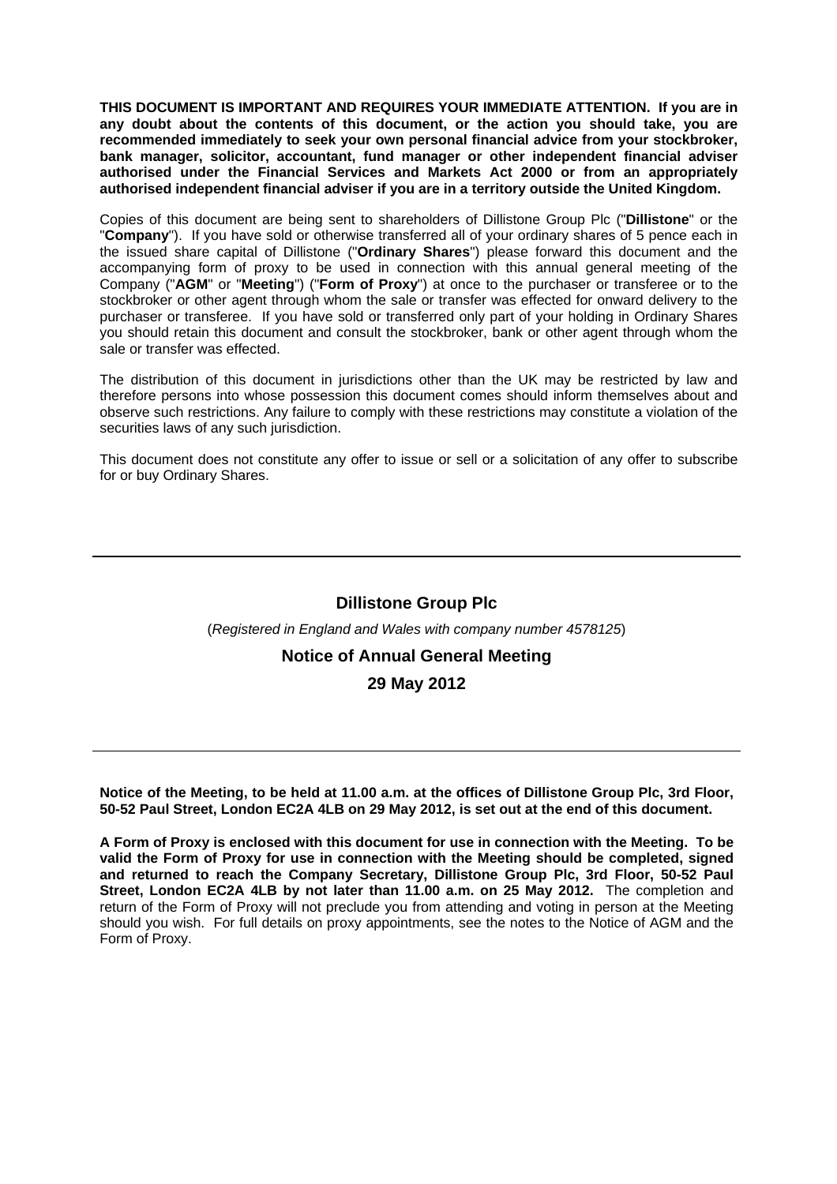**THIS DOCUMENT IS IMPORTANT AND REQUIRES YOUR IMMEDIATE ATTENTION. If you are in any doubt about the contents of this document, or the action you should take, you are recommended immediately to seek your own personal financial advice from your stockbroker, bank manager, solicitor, accountant, fund manager or other independent financial adviser authorised under the Financial Services and Markets Act 2000 or from an appropriately authorised independent financial adviser if you are in a territory outside the United Kingdom.**

Copies of this document are being sent to shareholders of Dillistone Group Plc ("**Dillistone**" or the "**Company**"). If you have sold or otherwise transferred all of your ordinary shares of 5 pence each in the issued share capital of Dillistone ("**Ordinary Shares**") please forward this document and the accompanying form of proxy to be used in connection with this annual general meeting of the Company ("**AGM**" or "**Meeting**") ("**Form of Proxy**") at once to the purchaser or transferee or to the stockbroker or other agent through whom the sale or transfer was effected for onward delivery to the purchaser or transferee. If you have sold or transferred only part of your holding in Ordinary Shares you should retain this document and consult the stockbroker, bank or other agent through whom the sale or transfer was effected.

The distribution of this document in jurisdictions other than the UK may be restricted by law and therefore persons into whose possession this document comes should inform themselves about and observe such restrictions. Any failure to comply with these restrictions may constitute a violation of the securities laws of any such jurisdiction.

This document does not constitute any offer to issue or sell or a solicitation of any offer to subscribe for or buy Ordinary Shares.

---

# Dillistone Group Plc

(*Registered in England and Wales with company number 4578125*)

## Notice of Annual General Meeting

## 29 May 2012

---

**Notice of the Meeting, to be held at 11.00 a.m. at the offices of Dillistone Group Plc, 3rd Floor, 50-52 Paul Street, London EC2A 4LB on 29 May 2012, is set out at the end of this document.**

**A Form of Proxy is enclosed with this document for use in connection with the Meeting. To be valid the Form of Proxy for use in connection with the Meeting should be completed, signed and returned to reach the Company Secretary, Dillistone Group Plc, 3rd Floor, 50-52 Paul Street, London EC2A 4LB by not later than 11.00 a.m. on 25 May 2012.** The completion and return of the Form of Proxy will not preclude you from attending and voting in person at the Meeting should you wish. For full details on proxy appointments, see the notes to the Notice of AGM and the Form of Proxy.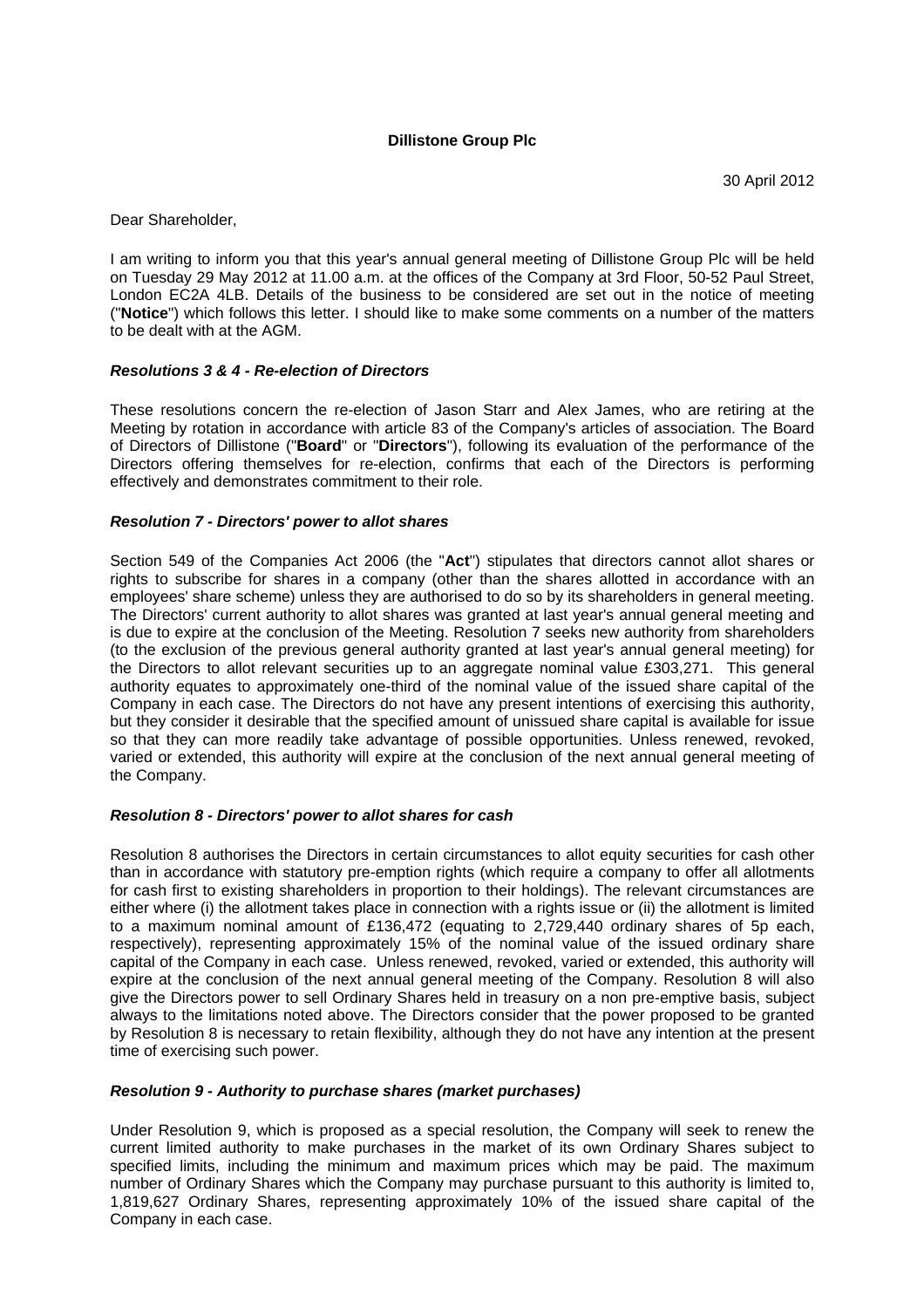**Dillistone Group Plc**

30 April 2012

Dear Shareholder,

I am writing to inform you that this year's annual general meeting of Dillistone Group Plc will be held on Tuesday 29 May 2012 at 11.00 a.m. at the offices of the Company at 3rd Floor, 50-52 Paul Street, London EC2A 4LB. Details of the business to be considered are set out in the notice of meeting ("**Notice**") which follows this letter. I should like to make some comments on a number of the matters to be dealt with at the AGM.

***Resolutions 3 & 4 - Re-election of Directors***

These resolutions concern the re-election of Jason Starr and Alex James, who are retiring at the Meeting by rotation in accordance with article 83 of the Company's articles of association. The Board of Directors of Dillistone ("**Board**" or "**Directors**"), following its evaluation of the performance of the Directors offering themselves for re-election, confirms that each of the Directors is performing effectively and demonstrates commitment to their role.

***Resolution 7 - Directors' power to allot shares***

Section 549 of the Companies Act 2006 (the "**Act**") stipulates that directors cannot allot shares or rights to subscribe for shares in a company (other than the shares allotted in accordance with an employees' share scheme) unless they are authorised to do so by its shareholders in general meeting. The Directors' current authority to allot shares was granted at last year's annual general meeting and is due to expire at the conclusion of the Meeting. Resolution 7 seeks new authority from shareholders (to the exclusion of the previous general authority granted at last year's annual general meeting) for the Directors to allot relevant securities up to an aggregate nominal value £303,271. This general authority equates to approximately one-third of the nominal value of the issued share capital of the Company in each case. The Directors do not have any present intentions of exercising this authority, but they consider it desirable that the specified amount of unissued share capital is available for issue so that they can more readily take advantage of possible opportunities. Unless renewed, revoked, varied or extended, this authority will expire at the conclusion of the next annual general meeting of the Company.

***Resolution 8 - Directors' power to allot shares for cash***

Resolution 8 authorises the Directors in certain circumstances to allot equity securities for cash other than in accordance with statutory pre-emption rights (which require a company to offer all allotments for cash first to existing shareholders in proportion to their holdings). The relevant circumstances are either where (i) the allotment takes place in connection with a rights issue or (ii) the allotment is limited to a maximum nominal amount of £136,472 (equating to 2,729,440 ordinary shares of 5p each, respectively), representing approximately 15% of the nominal value of the issued ordinary share capital of the Company in each case. Unless renewed, revoked, varied or extended, this authority will expire at the conclusion of the next annual general meeting of the Company. Resolution 8 will also give the Directors power to sell Ordinary Shares held in treasury on a non pre-emptive basis, subject always to the limitations noted above. The Directors consider that the power proposed to be granted by Resolution 8 is necessary to retain flexibility, although they do not have any intention at the present time of exercising such power.

***Resolution 9 - Authority to purchase shares (market purchases)***

Under Resolution 9, which is proposed as a special resolution, the Company will seek to renew the current limited authority to make purchases in the market of its own Ordinary Shares subject to specified limits, including the minimum and maximum prices which may be paid. The maximum number of Ordinary Shares which the Company may purchase pursuant to this authority is limited to, 1,819,627 Ordinary Shares, representing approximately 10% of the issued share capital of the Company in each case.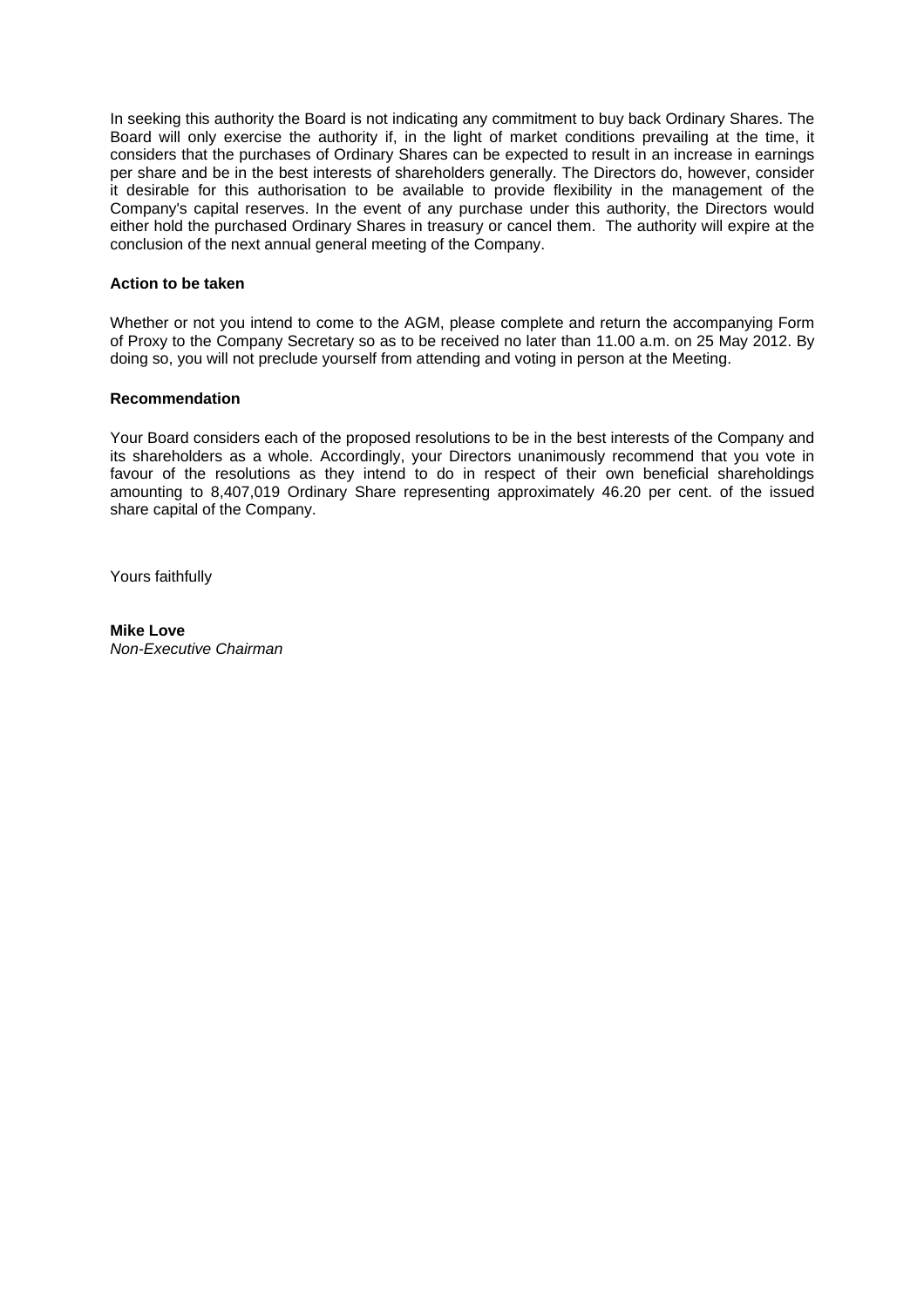In seeking this authority the Board is not indicating any commitment to buy back Ordinary Shares. The Board will only exercise the authority if, in the light of market conditions prevailing at the time, it considers that the purchases of Ordinary Shares can be expected to result in an increase in earnings per share and be in the best interests of shareholders generally. The Directors do, however, consider it desirable for this authorisation to be available to provide flexibility in the management of the Company's capital reserves. In the event of any purchase under this authority, the Directors would either hold the purchased Ordinary Shares in treasury or cancel them. The authority will expire at the conclusion of the next annual general meeting of the Company.

**Action to be taken**

Whether or not you intend to come to the AGM, please complete and return the accompanying Form of Proxy to the Company Secretary so as to be received no later than 11.00 a.m. on 25 May 2012. By doing so, you will not preclude yourself from attending and voting in person at the Meeting.

**Recommendation**

Your Board considers each of the proposed resolutions to be in the best interests of the Company and its shareholders as a whole. Accordingly, your Directors unanimously recommend that you vote in favour of the resolutions as they intend to do in respect of their own beneficial shareholdings amounting to 8,407,019 Ordinary Share representing approximately 46.20 per cent. of the issued share capital of the Company.

Yours faithfully

**Mike Love**
*Non-Executive Chairman*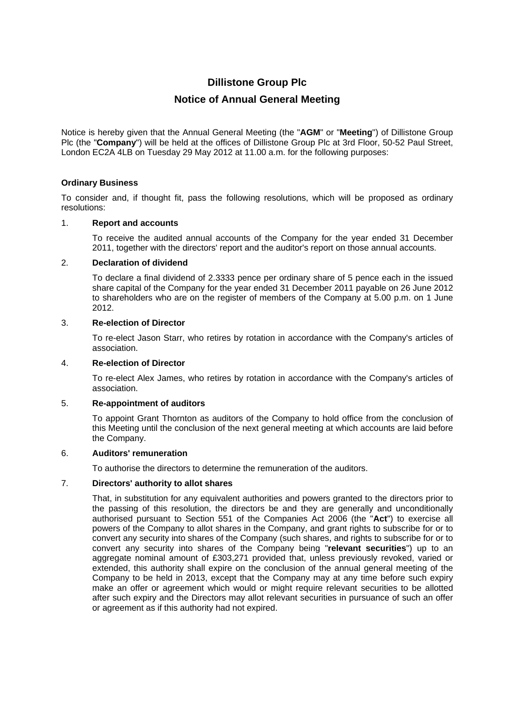# Dillistone Group Plc

## Notice of Annual General Meeting

Notice is hereby given that the Annual General Meeting (the "**AGM**" or "**Meeting**") of Dillistone Group Plc (the "**Company**") will be held at the offices of Dillistone Group Plc at 3rd Floor, 50-52 Paul Street, London EC2A 4LB on Tuesday 29 May 2012 at 11.00 a.m. for the following purposes:

### Ordinary Business

To consider and, if thought fit, pass the following resolutions, which will be proposed as ordinary resolutions:

1. **Report and accounts**

   To receive the audited annual accounts of the Company for the year ended 31 December 2011, together with the directors' report and the auditor's report on those annual accounts.

2. **Declaration of dividend**

   To declare a final dividend of 2.3333 pence per ordinary share of 5 pence each in the issued share capital of the Company for the year ended 31 December 2011 payable on 26 June 2012 to shareholders who are on the register of members of the Company at 5.00 p.m. on 1 June 2012.

3. **Re-election of Director**

   To re-elect Jason Starr, who retires by rotation in accordance with the Company's articles of association.

4. **Re-election of Director**

   To re-elect Alex James, who retires by rotation in accordance with the Company's articles of association.

5. **Re-appointment of auditors**

   To appoint Grant Thornton as auditors of the Company to hold office from the conclusion of this Meeting until the conclusion of the next general meeting at which accounts are laid before the Company.

6. **Auditors' remuneration**

   To authorise the directors to determine the remuneration of the auditors.

7. **Directors' authority to allot shares**

   That, in substitution for any equivalent authorities and powers granted to the directors prior to the passing of this resolution, the directors be and they are generally and unconditionally authorised pursuant to Section 551 of the Companies Act 2006 (the "**Act**") to exercise all powers of the Company to allot shares in the Company, and grant rights to subscribe for or to convert any security into shares of the Company (such shares, and rights to subscribe for or to convert any security into shares of the Company being "**relevant securities**") up to an aggregate nominal amount of £303,271 provided that, unless previously revoked, varied or extended, this authority shall expire on the conclusion of the annual general meeting of the Company to be held in 2013, except that the Company may at any time before such expiry make an offer or agreement which would or might require relevant securities to be allotted after such expiry and the Directors may allot relevant securities in pursuance of such an offer or agreement as if this authority had not expired.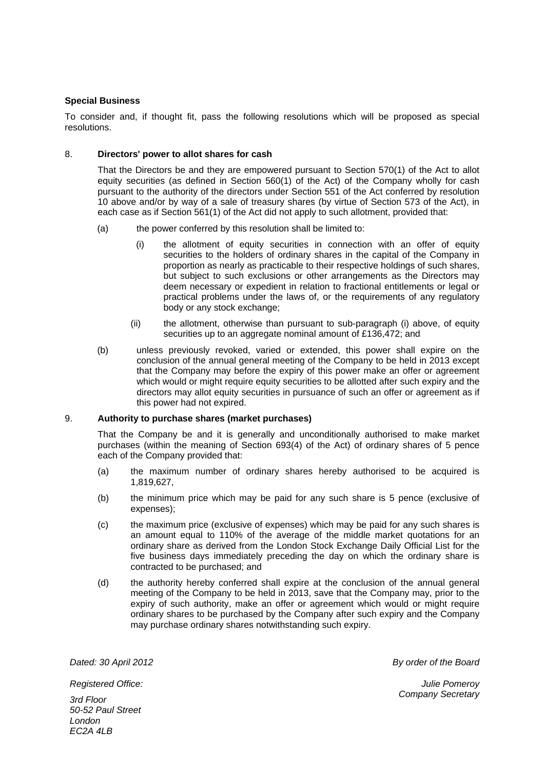**Special Business**

To consider and, if thought fit, pass the following resolutions which will be proposed as special resolutions.

8. **Directors' power to allot shares for cash**

   That the Directors be and they are empowered pursuant to Section 570(1) of the Act to allot equity securities (as defined in Section 560(1) of the Act) of the Company wholly for cash pursuant to the authority of the directors under Section 551 of the Act conferred by resolution 10 above and/or by way of a sale of treasury shares (by virtue of Section 573 of the Act), in each case as if Section 561(1) of the Act did not apply to such allotment, provided that:

   (a) the power conferred by this resolution shall be limited to:

      (i) the allotment of equity securities in connection with an offer of equity securities to the holders of ordinary shares in the capital of the Company in proportion as nearly as practicable to their respective holdings of such shares, but subject to such exclusions or other arrangements as the Directors may deem necessary or expedient in relation to fractional entitlements or legal or practical problems under the laws of, or the requirements of any regulatory body or any stock exchange;

      (ii) the allotment, otherwise than pursuant to sub-paragraph (i) above, of equity securities up to an aggregate nominal amount of £136,472; and

   (b) unless previously revoked, varied or extended, this power shall expire on the conclusion of the annual general meeting of the Company to be held in 2013 except that the Company may before the expiry of this power make an offer or agreement which would or might require equity securities to be allotted after such expiry and the directors may allot equity securities in pursuance of such an offer or agreement as if this power had not expired.

9. **Authority to purchase shares (market purchases)**

   That the Company be and it is generally and unconditionally authorised to make market purchases (within the meaning of Section 693(4) of the Act) of ordinary shares of 5 pence each of the Company provided that:

   (a) the maximum number of ordinary shares hereby authorised to be acquired is 1,819,627,

   (b) the minimum price which may be paid for any such share is 5 pence (exclusive of expenses);

   (c) the maximum price (exclusive of expenses) which may be paid for any such shares is an amount equal to 110% of the average of the middle market quotations for an ordinary share as derived from the London Stock Exchange Daily Official List for the five business days immediately preceding the day on which the ordinary share is contracted to be purchased; and

   (d) the authority hereby conferred shall expire at the conclusion of the annual general meeting of the Company to be held in 2013, save that the Company may, prior to the expiry of such authority, make an offer or agreement which would or might require ordinary shares to be purchased by the Company after such expiry and the Company may purchase ordinary shares notwithstanding such expiry.

*Dated: 30 April 2012*

*By order of the Board*

*Julie Pomeroy*
*Company Secretary*

*Registered Office:*

*3rd Floor*
*50-52 Paul Street*
*London*
*EC2A 4LB*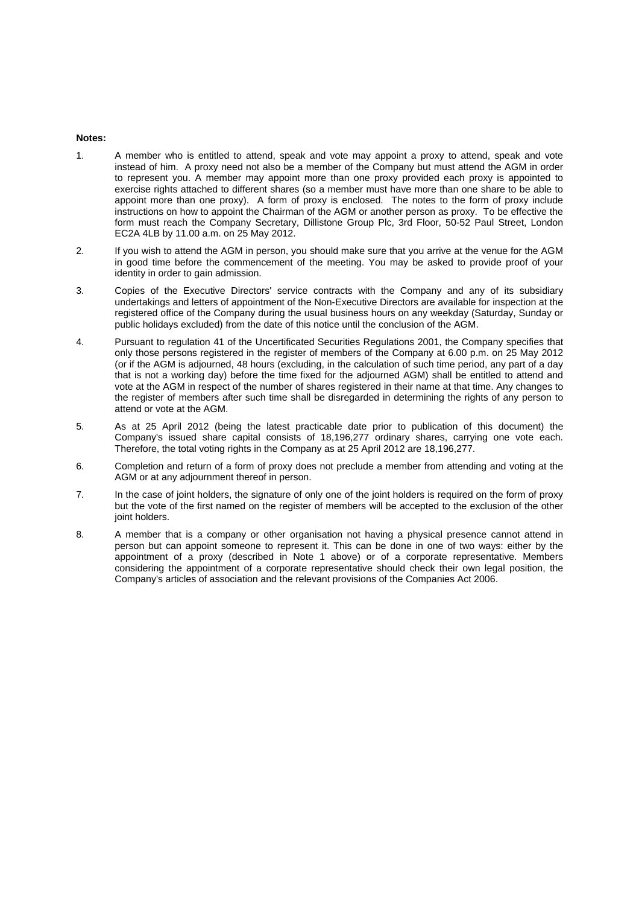**Notes:**

1. A member who is entitled to attend, speak and vote may appoint a proxy to attend, speak and vote instead of him. A proxy need not also be a member of the Company but must attend the AGM in order to represent you. A member may appoint more than one proxy provided each proxy is appointed to exercise rights attached to different shares (so a member must have more than one share to be able to appoint more than one proxy). A form of proxy is enclosed. The notes to the form of proxy include instructions on how to appoint the Chairman of the AGM or another person as proxy. To be effective the form must reach the Company Secretary, Dillistone Group Plc, 3rd Floor, 50-52 Paul Street, London EC2A 4LB by 11.00 a.m. on 25 May 2012.

2. If you wish to attend the AGM in person, you should make sure that you arrive at the venue for the AGM in good time before the commencement of the meeting. You may be asked to provide proof of your identity in order to gain admission.

3. Copies of the Executive Directors' service contracts with the Company and any of its subsidiary undertakings and letters of appointment of the Non-Executive Directors are available for inspection at the registered office of the Company during the usual business hours on any weekday (Saturday, Sunday or public holidays excluded) from the date of this notice until the conclusion of the AGM.

4. Pursuant to regulation 41 of the Uncertificated Securities Regulations 2001, the Company specifies that only those persons registered in the register of members of the Company at 6.00 p.m. on 25 May 2012 (or if the AGM is adjourned, 48 hours (excluding, in the calculation of such time period, any part of a day that is not a working day) before the time fixed for the adjourned AGM) shall be entitled to attend and vote at the AGM in respect of the number of shares registered in their name at that time. Any changes to the register of members after such time shall be disregarded in determining the rights of any person to attend or vote at the AGM.

5. As at 25 April 2012 (being the latest practicable date prior to publication of this document) the Company's issued share capital consists of 18,196,277 ordinary shares, carrying one vote each. Therefore, the total voting rights in the Company as at 25 April 2012 are 18,196,277.

6. Completion and return of a form of proxy does not preclude a member from attending and voting at the AGM or at any adjournment thereof in person.

7. In the case of joint holders, the signature of only one of the joint holders is required on the form of proxy but the vote of the first named on the register of members will be accepted to the exclusion of the other joint holders.

8. A member that is a company or other organisation not having a physical presence cannot attend in person but can appoint someone to represent it. This can be done in one of two ways: either by the appointment of a proxy (described in Note 1 above) or of a corporate representative. Members considering the appointment of a corporate representative should check their own legal position, the Company's articles of association and the relevant provisions of the Companies Act 2006.